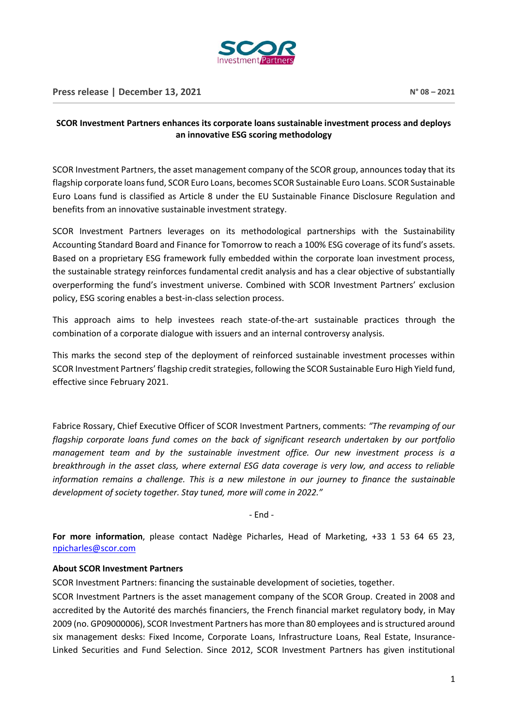Press release | December 13, 2021

N° 08 – 2021

**SCOR Investment Partners enhances its corporate loans sustainable investment process and deploys an innovative ESG scoring methodology**

SCOR Investment Partners, the asset management company of the SCOR group, announces today that its flagship corporate loans fund, SCOR Euro Loans, becomes SCOR Sustainable Euro Loans. SCOR Sustainable Euro Loans fund is classified as Article 8 under the EU Sustainable Finance Disclosure Regulation and benefits from an innovative sustainable investment strategy.

SCOR Investment Partners leverages on its methodological partnerships with the Sustainability Accounting Standard Board and Finance for Tomorrow to reach a 100% ESG coverage of its fund's assets. Based on a proprietary ESG framework fully embedded within the corporate loan investment process, the sustainable strategy reinforces fundamental credit analysis and has a clear objective of substantially overperforming the fund's investment universe. Combined with SCOR Investment Partners' exclusion policy, ESG scoring enables a best-in-class selection process.

This approach aims to help investees reach state-of-the-art sustainable practices through the combination of a corporate dialogue with issuers and an internal controversy analysis.

This marks the second step of the deployment of reinforced sustainable investment processes within SCOR Investment Partners' flagship credit strategies, following the SCOR Sustainable Euro High Yield fund, effective since February 2021.

Fabrice Rossary, Chief Executive Officer of SCOR Investment Partners, comments: *"The revamping of our flagship corporate loans fund comes on the back of significant research undertaken by our portfolio management team and by the sustainable investment office. Our new investment process is a breakthrough in the asset class, where external ESG data coverage is very low, and access to reliable information remains a challenge. This is a new milestone in our journey to finance the sustainable development of society together. Stay tuned, more will come in 2022."*

\- End -

**For more information**, please contact Nadège Picharles, Head of Marketing, +33 1 53 64 65 23, npicharles@scor.com

**About SCOR Investment Partners**

SCOR Investment Partners: financing the sustainable development of societies, together.

SCOR Investment Partners is the asset management company of the SCOR Group. Created in 2008 and accredited by the Autorité des marchés financiers, the French financial market regulatory body, in May 2009 (no. GP09000006), SCOR Investment Partners has more than 80 employees and is structured around six management desks: Fixed Income, Corporate Loans, Infrastructure Loans, Real Estate, Insurance-Linked Securities and Fund Selection. Since 2012, SCOR Investment Partners has given institutional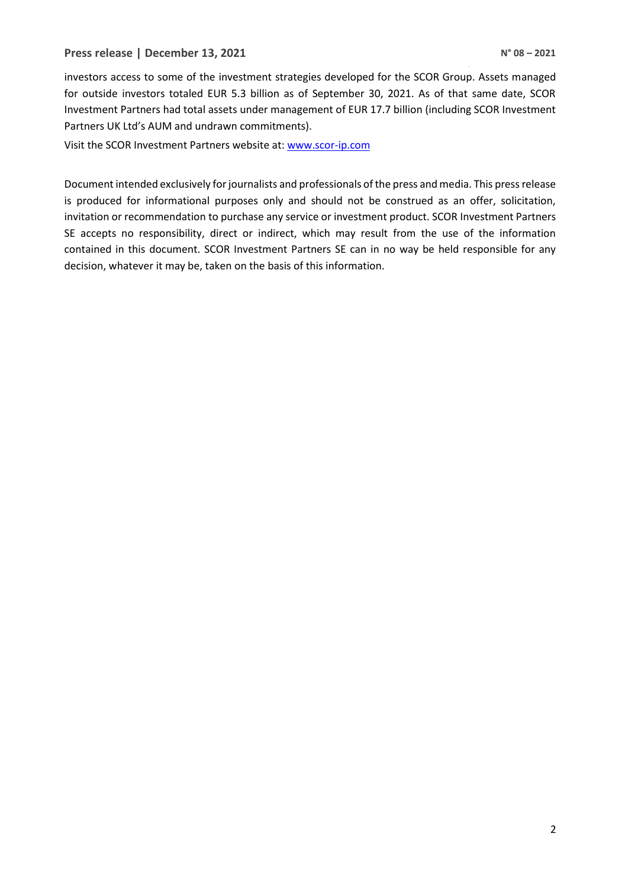investors access to some of the investment strategies developed for the SCOR Group. Assets managed for outside investors totaled EUR 5.3 billion as of September 30, 2021. As of that same date, SCOR Investment Partners had total assets under management of EUR 17.7 billion (including SCOR Investment Partners UK Ltd's AUM and undrawn commitments).

Visit the SCOR Investment Partners website at: [www.scor-ip.com](http://www.scor-ip.com)

Document intended exclusively for journalists and professionals of the press and media. This press release is produced for informational purposes only and should not be construed as an offer, solicitation, invitation or recommendation to purchase any service or investment product. SCOR Investment Partners SE accepts no responsibility, direct or indirect, which may result from the use of the information contained in this document. SCOR Investment Partners SE can in no way be held responsible for any decision, whatever it may be, taken on the basis of this information.